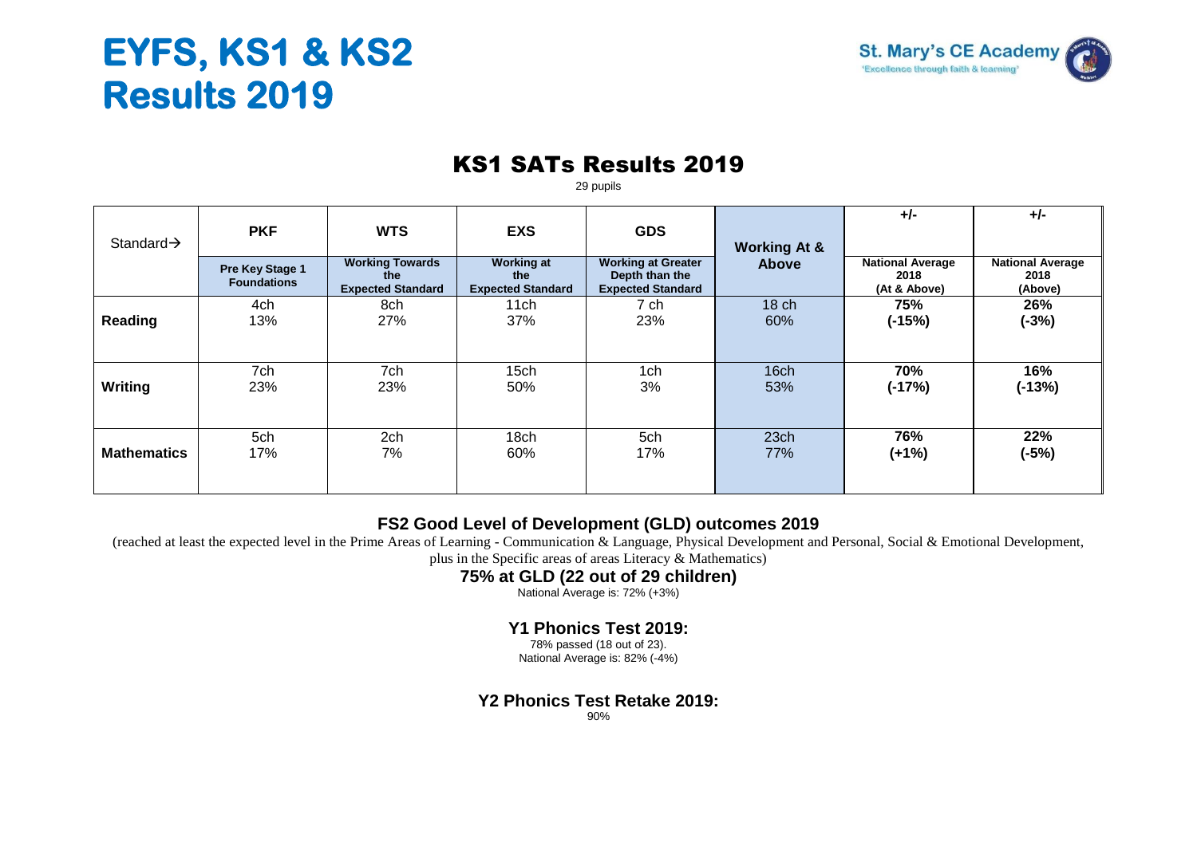# EYFS, KS1 & KS2 Results 2019

St. Mary's CE Academy
'Excellence through faith & learning'

## KS1 SATs Results 2019

29 pupils

| Standard→ | PKF | WTS | EXS | GDS | Working At & Above | +/- | +/- |
|---|---|---|---|---|---|---|---|
| | **Pre Key Stage 1 Foundations** | **Working Towards the Expected Standard** | **Working at the Expected Standard** | **Working at Greater Depth than the Expected Standard** | | **National Average 2018 (At & Above)** | **National Average 2018 (Above)** |
| **Reading** | 4ch 13% | 8ch 27% | 11ch 37% | 7 ch 23% | 18 ch 60% | **75% (-15%)** | **26% (-3%)** |
| **Writing** | 7ch 23% | 7ch 23% | 15ch 50% | 1ch 3% | 16ch 53% | **70% (-17%)** | **16% (-13%)** |
| **Mathematics** | 5ch 17% | 2ch 7% | 18ch 60% | 5ch 17% | 23ch 77% | **76% (+1%)** | **22% (-5%)** |

### FS2 Good Level of Development (GLD) outcomes 2019

(reached at least the expected level in the Prime Areas of Learning - Communication & Language, Physical Development and Personal, Social & Emotional Development, plus in the Specific areas of areas Literacy & Mathematics)

**75% at GLD (22 out of 29 children)**

National Average is: 72% (+3%)

### Y1 Phonics Test 2019:

78% passed (18 out of 23).
National Average is: 82% (-4%)

### Y2 Phonics Test Retake 2019:

90%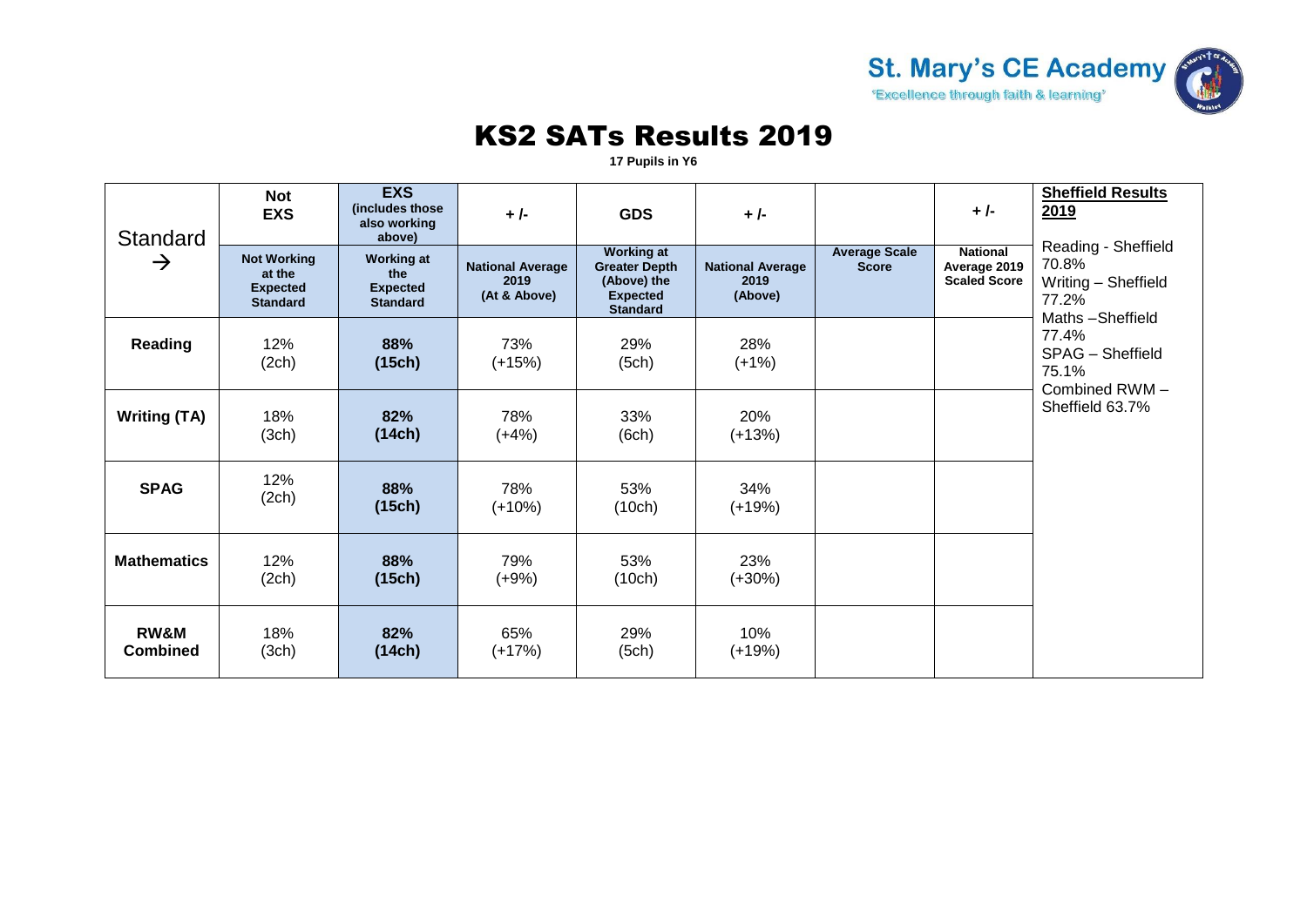St. Mary's CE Academy
'Excellence through faith & learning'

# KS2 SATs Results 2019

**17 Pupils in Y6**

| Standard → | Not EXS | EXS (includes those also working above) | + /- | GDS | + /- | | + /- | **Sheffield Results 2019** |
|---|---|---|---|---|---|---|---|---|
| | **Not Working at the Expected Standard** | **Working at the Expected Standard** | **National Average 2019 (At & Above)** | **Working at Greater Depth (Above) the Expected Standard** | **National Average 2019 (Above)** | **Average Scale Score** | **National Average 2019 Scaled Score** | Reading - Sheffield 70.8%<br>Writing – Sheffield 77.2%<br>Maths –Sheffield 77.4%<br>SPAG – Sheffield 75.1%<br>Combined RWM – Sheffield 63.7% |
| **Reading** | 12% (2ch) | **88% (15ch)** | 73% (+15%) | 29% (5ch) | 28% (+1%) | | | |
| **Writing (TA)** | 18% (3ch) | **82% (14ch)** | 78% (+4%) | 33% (6ch) | 20% (+13%) | | | |
| **SPAG** | 12% (2ch) | **88% (15ch)** | 78% (+10%) | 53% (10ch) | 34% (+19%) | | | |
| **Mathematics** | 12% (2ch) | **88% (15ch)** | 79% (+9%) | 53% (10ch) | 23% (+30%) | | | |
| **RW&M Combined** | 18% (3ch) | **82% (14ch)** | 65% (+17%) | 29% (5ch) | 10% (+19%) | | | |